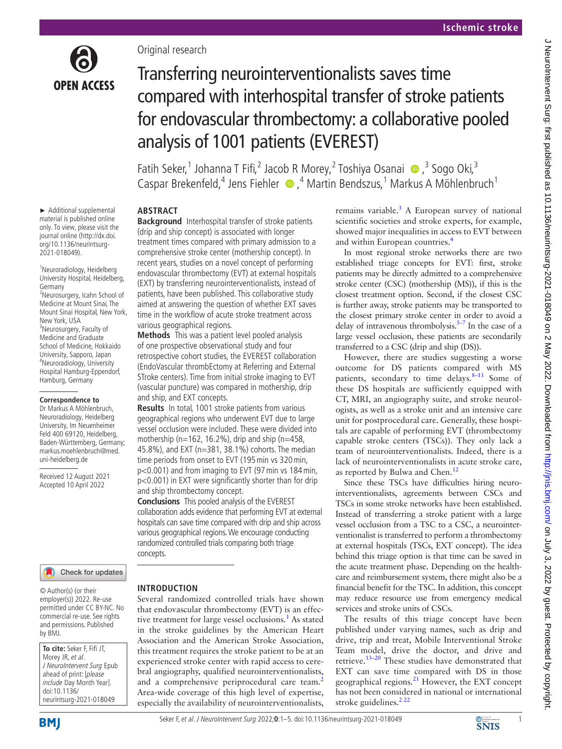Original research

# Transferring neurointerventionalists saves time compared with interhospital transfer of stroke patients for endovascular thrombectomy: a collaborative pooled analysis of 1001 patients (EVEREST)

Fatih Seker,[1] Johanna T Fifi,[2] Jacob R Morey,[2] Toshiya Osanai,[3] Sogo Oki,[3] Caspar Brekenfeld,[4] Jens Fiehler,[4] Martin Bendszus,[1] Markus A Möhlenbruch[1]

► Additional supplemental material is published online only. To view, please visit the journal online (http://dx.doi.org/10.1136/neurintsurg-2021-018049).

[1]Neuroradiology, Heidelberg University Hospital, Heidelberg, Germany
[2]Neurosurgery, Icahn School of Medicine at Mount Sinai, The Mount Sinai Hospital, New York, New York, USA
[3]Neurosurgery, Faculty of Medicine and Graduate School of Medicine, Hokkaido University, Sapporo, Japan
[4]Neuroradiology, University Hospital Hamburg-Eppendorf, Hamburg, Germany

**Correspondence to**
Dr Markus A Möhlenbruch, Neuroradiology, Heidelberg University, Im Neuenheimer Feld 400 69120, Heidelberg, Baden-Württemberg, Germany; markus.moehlenbruch@med.uni-heidelberg.de

Received 12 August 2021
Accepted 10 April 2022

© Author(s) (or their employer(s)) 2022. Re-use permitted under CC BY-NC. No commercial re-use. See rights and permissions. Published by BMJ.

**To cite:** Seker F, Fifi JT, Morey JR, *et al*. *J NeuroIntervent Surg* Epub ahead of print: [*please include* Day Month Year]. doi:10.1136/neurintsurg-2021-018049

## ABSTRACT

**Background** Interhospital transfer of stroke patients (drip and ship concept) is associated with longer treatment times compared with primary admission to a comprehensive stroke center (mothership concept). In recent years, studies on a novel concept of performing endovascular thrombectomy (EVT) at external hospitals (EXT) by transferring neurointerventionalists, instead of patients, have been published. This collaborative study aimed at answering the question of whether EXT saves time in the workflow of acute stroke treatment across various geographical regions.

**Methods** This was a patient level pooled analysis of one prospective observational study and four retrospective cohort studies, the EVEREST collaboration (EndoVascular thrombEctomy at Referring and External STroke centers). Time from initial stroke imaging to EVT (vascular puncture) was compared in mothership, drip and ship, and EXT concepts.

**Results** In total, 1001 stroke patients from various geographical regions who underwent EVT due to large vessel occlusion were included. These were divided into mothership (n=162, 16.2%), drip and ship (n=458, 45.8%), and EXT (n=381, 38.1%) cohorts. The median time periods from onset to EVT (195 min vs 320 min, p<0.001) and from imaging to EVT (97 min vs 184 min, p<0.001) in EXT were significantly shorter than for drip and ship thrombectomy concept.

**Conclusions** This pooled analysis of the EVEREST collaboration adds evidence that performing EVT at external hospitals can save time compared with drip and ship across various geographical regions. We encourage conducting randomized controlled trials comparing both triage concepts.

## INTRODUCTION

Several randomized controlled trials have shown that endovascular thrombectomy (EVT) is an effective treatment for large vessel occlusions.[1] As stated in the stroke guidelines by the American Heart Association and the American Stroke Association, this treatment requires the stroke patient to be at an experienced stroke center with rapid access to cerebral angiography, qualified neurointerventionalists, and a comprehensive periprocedural care team.[2] Area-wide coverage of this high level of expertise, especially the availability of neurointerventionalists, remains variable.[3] A European survey of national scientific societies and stroke experts, for example, showed major inequalities in access to EVT between and within European countries.[4]

In most regional stroke networks there are two established triage concepts for EVT: first, stroke patients may be directly admitted to a comprehensive stroke center (CSC) (mothership (MS)), if this is the closest treatment option. Second, if the closest CSC is further away, stroke patients may be transported to the closest primary stroke center in order to avoid a delay of intravenous thrombolysis.[5–7] In the case of a large vessel occlusion, these patients are secondarily transferred to a CSC (drip and ship (DS)).

However, there are studies suggesting a worse outcome for DS patients compared with MS patients, secondary to time delays.[8–11] Some of these DS hospitals are sufficiently equipped with CT, MRI, an angiography suite, and stroke neurologists, as well as a stroke unit and an intensive care unit for postprocedural care. Generally, these hospitals are capable of performing EVT (thrombectomy capable stroke centers (TSCs)). They only lack a team of neurointerventionalists. Indeed, there is a lack of neurointerventionalists in acute stroke care, as reported by Bulwa and Chen.[12]

Since these TSCs have difficulties hiring neurointerventionalists, agreements between CSCs and TSCs in some stroke networks have been established. Instead of transferring a stroke patient with a large vessel occlusion from a TSC to a CSC, a neurointerventionalist is transferred to perform a thrombectomy at external hospitals (TSCs, EXT concept). The idea behind this triage option is that time can be saved in the acute treatment phase. Depending on the healthcare and reimbursement system, there might also be a financial benefit for the TSC. In addition, this concept may reduce resource use from emergency medical services and stroke units of CSCs.

The results of this triage concept have been published under varying names, such as drip and drive, trip and treat, Mobile Interventional Stroke Team model, drive the doctor, and drive and retrieve.[13–20] These studies have demonstrated that EXT can save time compared with DS in those geographical regions.[21] However, the EXT concept has not been considered in national or international stroke guidelines.[2,22]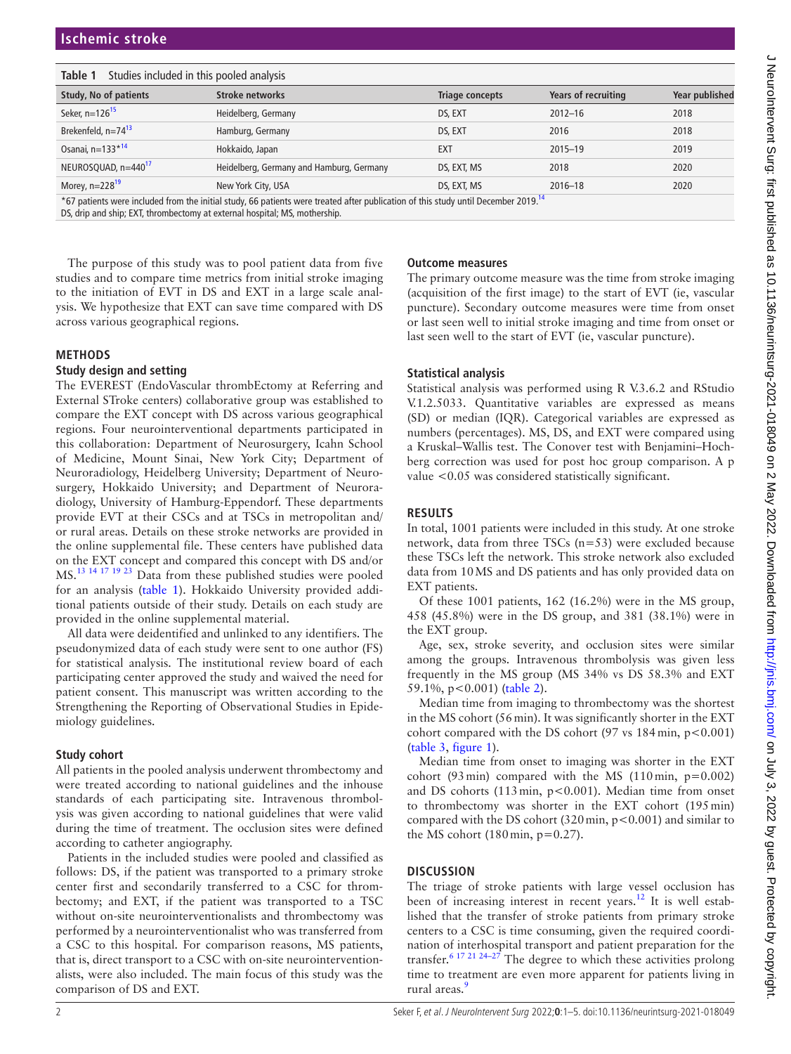**Table 1** Studies included in this pooled analysis

| Study, No of patients | Stroke networks | Triage concepts | Years of recruiting | Year published |
|---|---|---|---|---|
| Seker, n=126[15] | Heidelberg, Germany | DS, EXT | 2012–16 | 2018 |
| Brekenfeld, n=74[13] | Hamburg, Germany | DS, EXT | 2016 | 2018 |
| Osanai, n=133*[14] | Hokkaido, Japan | EXT | 2015–19 | 2019 |
| NEUROSQUAD, n=440[17] | Heidelberg, Germany and Hamburg, Germany | DS, EXT, MS | 2018 | 2020 |
| Morey, n=228[19] | New York City, USA | DS, EXT, MS | 2016–18 | 2020 |

*67 patients were included from the initial study, 66 patients were treated after publication of this study until December 2019.[14]
DS, drip and ship; EXT, thrombectomy at external hospital; MS, mothership.

The purpose of this study was to pool patient data from five studies and to compare time metrics from initial stroke imaging to the initiation of EVT in DS and EXT in a large scale analysis. We hypothesize that EXT can save time compared with DS across various geographical regions.

## METHODS

### Study design and setting

The EVEREST (EndoVascular thrombEctomy at Referring and External STroke centers) collaborative group was established to compare the EXT concept with DS across various geographical regions. Four neurointerventional departments participated in this collaboration: Department of Neurosurgery, Icahn School of Medicine, Mount Sinai, New York City; Department of Neuroradiology, Heidelberg University; Department of Neurosurgery, Hokkaido University; and Department of Neuroradiology, University of Hamburg-Eppendorf. These departments provide EVT at their CSCs and at TSCs in metropolitan and/or rural areas. Details on these stroke networks are provided in the online supplemental file. These centers have published data on the EXT concept and compared this concept with DS and/or MS.[13 14 17 19 23] Data from these published studies were pooled for an analysis (table 1). Hokkaido University provided additional patients outside of their study. Details on each study are provided in the online supplemental material.

All data were deidentified and unlinked to any identifiers. The pseudonymized data of each study were sent to one author (FS) for statistical analysis. The institutional review board of each participating center approved the study and waived the need for patient consent. This manuscript was written according to the Strengthening the Reporting of Observational Studies in Epidemiology guidelines.

### Study cohort

All patients in the pooled analysis underwent thrombectomy and were treated according to national guidelines and the inhouse standards of each participating site. Intravenous thrombolysis was given according to national guidelines that were valid during the time of treatment. The occlusion sites were defined according to catheter angiography.

Patients in the included studies were pooled and classified as follows: DS, if the patient was transported to a primary stroke center first and secondarily transferred to a CSC for thrombectomy; and EXT, if the patient was transported to a TSC without on-site neurointerventionalists and thrombectomy was performed by a neurointerventionalist who was transferred from a CSC to this hospital. For comparison reasons, MS patients, that is, direct transport to a CSC with on-site neurointerventionalists, were also included. The main focus of this study was the comparison of DS and EXT.

### Outcome measures

The primary outcome measure was the time from stroke imaging (acquisition of the first image) to the start of EVT (ie, vascular puncture). Secondary outcome measures were time from onset or last seen well to initial stroke imaging and time from onset or last seen well to the start of EVT (ie, vascular puncture).

### Statistical analysis

Statistical analysis was performed using R V.3.6.2 and RStudio V.1.2.5033. Quantitative variables are expressed as means (SD) or median (IQR). Categorical variables are expressed as numbers (percentages). MS, DS, and EXT were compared using a Kruskal–Wallis test. The Conover test with Benjamini–Hochberg correction was used for post hoc group comparison. A p value $<0.05$ was considered statistically significant.

## RESULTS

In total, 1001 patients were included in this study. At one stroke network, data from three TSCs (n=53) were excluded because these TSCs left the network. This stroke network also excluded data from 10 MS and DS patients and has only provided data on EXT patients.

Of these 1001 patients, 162 (16.2%) were in the MS group, 458 (45.8%) were in the DS group, and 381 (38.1%) were in the EXT group.

Age, sex, stroke severity, and occlusion sites were similar among the groups. Intravenous thrombolysis was given less frequently in the MS group (MS 34% vs DS 58.3% and EXT 59.1%, $p<0.001$) (table 2).

Median time from imaging to thrombectomy was the shortest in the MS cohort (56 min). It was significantly shorter in the EXT cohort compared with the DS cohort (97 vs 184 min, $p<0.001$) (table 3, figure 1).

Median time from onset to imaging was shorter in the EXT cohort (93 min) compared with the MS (110 min, $p=0.002$) and DS cohorts (113 min, $p<0.001$). Median time from onset to thrombectomy was shorter in the EXT cohort (195 min) compared with the DS cohort (320 min, $p<0.001$) and similar to the MS cohort (180 min, $p=0.27$).

## DISCUSSION

The triage of stroke patients with large vessel occlusion has been of increasing interest in recent years.[12] It is well established that the transfer of stroke patients from primary stroke centers to a CSC is time consuming, given the required coordination of interhospital transport and patient preparation for the transfer.[6 17 21 24–27] The degree to which these activities prolong time to treatment are even more apparent for patients living in rural areas.[9]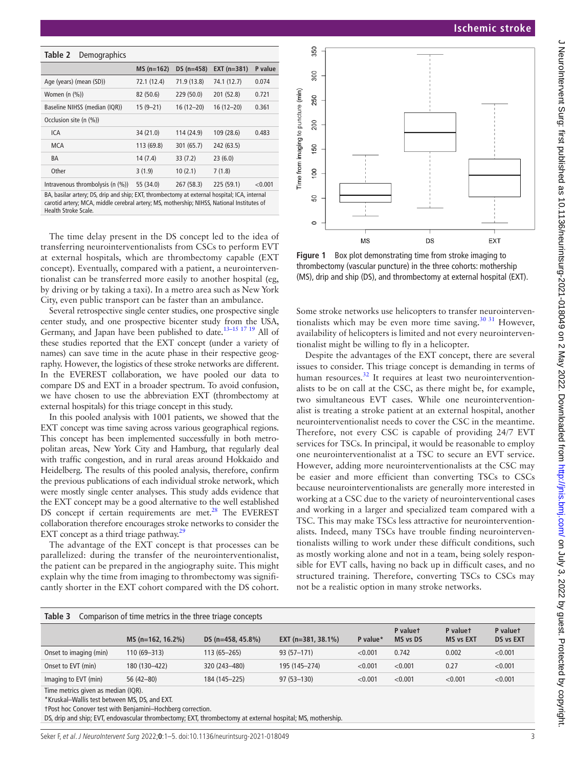**Table 2** Demographics

| | MS (n=162) | DS (n=458) | EXT (n=381) | P value |
|---|---|---|---|---|
| Age (years) (mean (SD)) | 72.1 (12.4) | 71.9 (13.8) | 74.1 (12.7) | 0.074 |
| Women (n (%)) | 82 (50.6) | 229 (50.0) | 201 (52.8) | 0.721 |
| Baseline NIHSS (median (IQR)) | 15 (9–21) | 16 (12–20) | 16 (12–20) | 0.361 |
| Occlusion site (n (%)) | | | | |
| ICA | 34 (21.0) | 114 (24.9) | 109 (28.6) | 0.483 |
| MCA | 113 (69.8) | 301 (65.7) | 242 (63.5) | |
| BA | 14 (7.4) | 33 (7.2) | 23 (6.0) | |
| Other | 3 (1.9) | 10 (2.1) | 7 (1.8) | |
| Intravenous thrombolysis (n (%)) | 55 (34.0) | 267 (58.3) | 225 (59.1) | <0.001 |

BA, basilar artery; DS, drip and ship; EXT, thrombectomy at external hospital; ICA, internal carotid artery; MCA, middle cerebral artery; MS, mothership; NIHSS, National Institutes of Health Stroke Scale.

The time delay present in the DS concept led to the idea of transferring neurointerventionalists from CSCs to perform EVT at external hospitals, which are thrombectomy capable (EXT concept). Eventually, compared with a patient, a neurointerventionalist can be transferred more easily to another hospital (eg, by driving or by taking a taxi). In a metro area such as New York City, even public transport can be faster than an ambulance.

Several retrospective single center studies, one prospective single center study, and one prospective bicenter study from the USA, Germany, and Japan have been published to date.[13–15 17 19] All of these studies reported that the EXT concept (under a variety of names) can save time in the acute phase in their respective geography. However, the logistics of these stroke networks are different. In the EVEREST collaboration, we have pooled our data to compare DS and EXT in a broader spectrum. To avoid confusion, we have chosen to use the abbreviation EXT (thrombectomy at external hospitals) for this triage concept in this study.

In this pooled analysis with 1001 patients, we showed that the EXT concept was time saving across various geographical regions. This concept has been implemented successfully in both metropolitan areas, New York City and Hamburg, that regularly deal with traffic congestion, and in rural areas around Hokkaido and Heidelberg. The results of this pooled analysis, therefore, confirm the previous publications of each individual stroke network, which were mostly single center analyses. This study adds evidence that the EXT concept may be a good alternative to the well established DS concept if certain requirements are met.[28] The EVEREST collaboration therefore encourages stroke networks to consider the EXT concept as a third triage pathway.[29]

The advantage of the EXT concept is that processes can be parallelized: during the transfer of the neurointerventionalist, the patient can be prepared in the angiography suite. This might explain why the time from imaging to thrombectomy was significantly shorter in the EXT cohort compared with the DS cohort.

**Figure 1** Box plot demonstrating time from stroke imaging to thrombectomy (vascular puncture) in the three cohorts: mothership (MS), drip and ship (DS), and thrombectomy at external hospital (EXT).

Some stroke networks use helicopters to transfer neurointerventionalists which may be even more time saving.[30 31] However, availability of helicopters is limited and not every neurointerventionalist might be willing to fly in a helicopter.

Despite the advantages of the EXT concept, there are several issues to consider. This triage concept is demanding in terms of human resources.[32] It requires at least two neurointerventionalists to be on call at the CSC, as there might be, for example, two simultaneous EVT cases. While one neurointerventionalist is treating a stroke patient at an external hospital, another neurointerventionalist needs to cover the CSC in the meantime. Therefore, not every CSC is capable of providing 24/7 EVT services for TSCs. In principal, it would be reasonable to employ one neurointerventionalist at a TSC to secure an EVT service. However, adding more neurointerventionalists at the CSC may be easier and more efficient than converting TSCs to CSCs because neurointerventionalists are generally more interested in working at a CSC due to the variety of neurointerventional cases and working in a larger and specialized team compared with a TSC. This may make TSCs less attractive for neurointerventionalists. Indeed, many TSCs have trouble finding neurointerventionalists willing to work under these difficult conditions, such as mostly working alone and not in a team, being solely responsible for EVT calls, having no back up in difficult cases, and no structured training. Therefore, converting TSCs to CSCs may not be a realistic option in many stroke networks.

**Table 3** Comparison of time metrics in the three triage concepts

| | MS (n=162, 16.2%) | DS (n=458, 45.8%) | EXT (n=381, 38.1%) | P value* | P value† MS vs DS | P value† MS vs EXT | P value† DS vs EXT |
|---|---|---|---|---|---|---|---|
| Onset to imaging (min) | 110 (69–313) | 113 (65–265) | 93 (57–171) | <0.001 | 0.742 | 0.002 | <0.001 |
| Onset to EVT (min) | 180 (130–422) | 320 (243–480) | 195 (145–274) | <0.001 | <0.001 | 0.27 | <0.001 |
| Imaging to EVT (min) | 56 (42–80) | 184 (145–225) | 97 (53–130) | <0.001 | <0.001 | <0.001 | <0.001 |

Time metrics given as median (IQR).
*Kruskal–Wallis test between MS, DS, and EXT.
†Post hoc Conover test with Benjamini–Hochberg correction.
DS, drip and ship; EVT, endovascular thrombectomy; EXT, thrombectomy at external hospital; MS, mothership.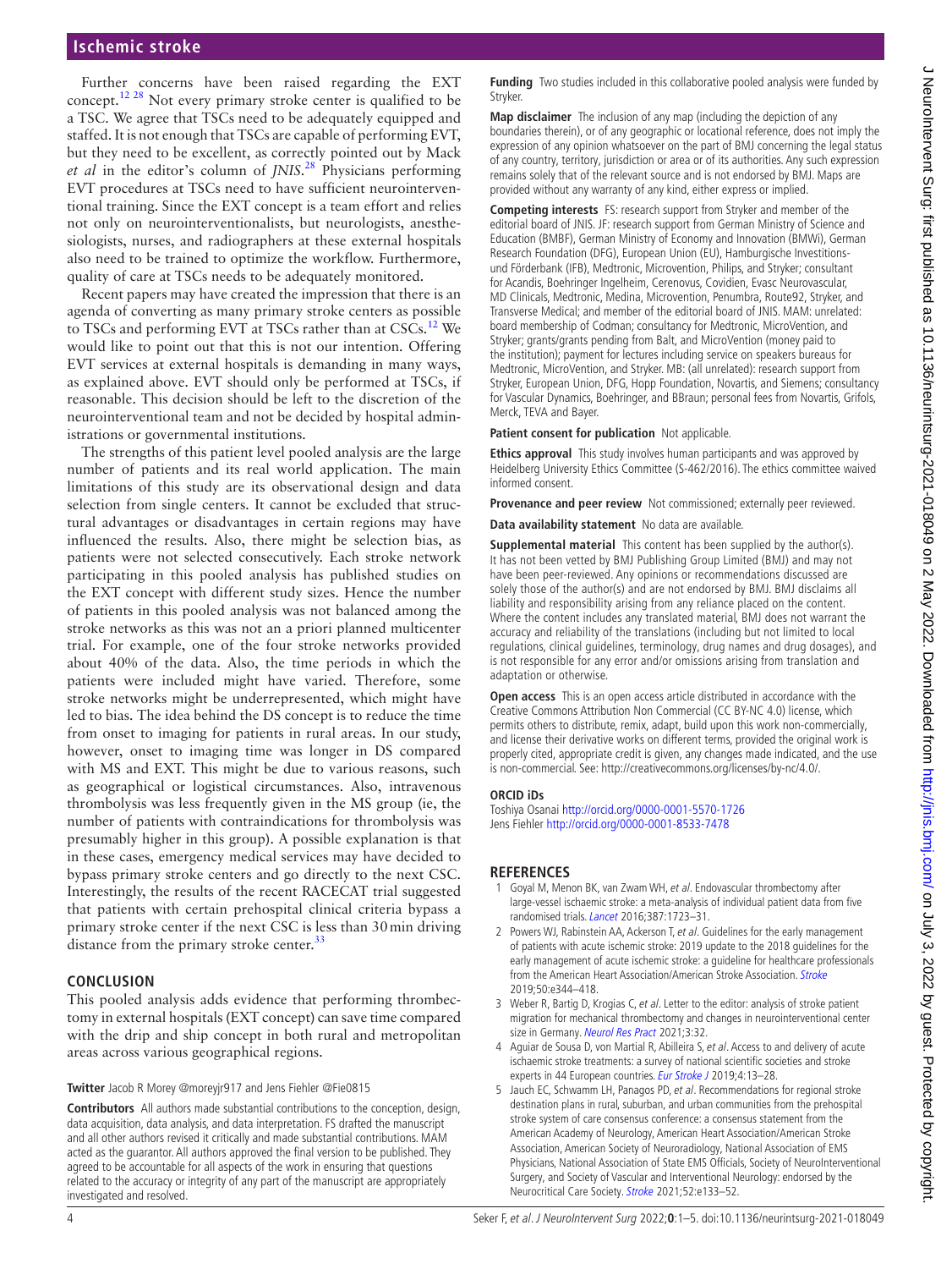Further concerns have been raised regarding the EXT concept.[12 28] Not every primary stroke center is qualified to be a TSC. We agree that TSCs need to be adequately equipped and staffed. It is not enough that TSCs are capable of performing EVT, but they need to be excellent, as correctly pointed out by Mack *et al* in the editor's column of *JNIS*.[28] Physicians performing EVT procedures at TSCs need to have sufficient neurointerventional training. Since the EXT concept is a team effort and relies not only on neurointerventionalists, but neurologists, anesthesiologists, nurses, and radiographers at these external hospitals also need to be trained to optimize the workflow. Furthermore, quality of care at TSCs needs to be adequately monitored.

Recent papers may have created the impression that there is an agenda of converting as many primary stroke centers as possible to TSCs and performing EVT at TSCs rather than at CSCs.[12] We would like to point out that this is not our intention. Offering EVT services at external hospitals is demanding in many ways, as explained above. EVT should only be performed at TSCs, if reasonable. This decision should be left to the discretion of the neurointerventional team and not be decided by hospital administrations or governmental institutions.

The strengths of this patient level pooled analysis are the large number of patients and its real world application. The main limitations of this study are its observational design and data selection from single centers. It cannot be excluded that structural advantages or disadvantages in certain regions may have influenced the results. Also, there might be selection bias, as patients were not selected consecutively. Each stroke network participating in this pooled analysis has published studies on the EXT concept with different study sizes. Hence the number of patients in this pooled analysis was not balanced among the stroke networks as this was not an a priori planned multicenter trial. For example, one of the four stroke networks provided about 40% of the data. Also, the time periods in which the patients were included might have varied. Therefore, some stroke networks might be underrepresented, which might have led to bias. The idea behind the DS concept is to reduce the time from onset to imaging for patients in rural areas. In our study, however, onset to imaging time was longer in DS compared with MS and EXT. This might be due to various reasons, such as geographical or logistical circumstances. Also, intravenous thrombolysis was less frequently given in the MS group (ie, the number of patients with contraindications for thrombolysis was presumably higher in this group). A possible explanation is that in these cases, emergency medical services may have decided to bypass primary stroke centers and go directly to the next CSC. Interestingly, the results of the recent RACECAT trial suggested that patients with certain prehospital clinical criteria bypass a primary stroke center if the next CSC is less than 30 min driving distance from the primary stroke center.[33]

## CONCLUSION

This pooled analysis adds evidence that performing thrombectomy in external hospitals (EXT concept) can save time compared with the drip and ship concept in both rural and metropolitan areas across various geographical regions.

**Twitter** Jacob R Morey @moreyjr917 and Jens Fiehler @Fie0815

**Contributors** All authors made substantial contributions to the conception, design, data acquisition, data analysis, and data interpretation. FS drafted the manuscript and all other authors revised it critically and made substantial contributions. MAM acted as the guarantor. All authors approved the final version to be published. They agreed to be accountable for all aspects of the work in ensuring that questions related to the accuracy or integrity of any part of the manuscript are appropriately investigated and resolved.

**Funding** Two studies included in this collaborative pooled analysis were funded by Stryker.

**Map disclaimer** The inclusion of any map (including the depiction of any boundaries therein), or of any geographic or locational reference, does not imply the expression of any opinion whatsoever on the part of BMJ concerning the legal status of any country, territory, jurisdiction or area or of its authorities. Any such expression remains solely that of the relevant source and is not endorsed by BMJ. Maps are provided without any warranty of any kind, either express or implied.

**Competing interests** FS: research support from Stryker and member of the editorial board of JNIS. JF: research support from German Ministry of Science and Education (BMBF), German Ministry of Economy and Innovation (BMWi), German Research Foundation (DFG), European Union (EU), Hamburgische Investitions- und Förderbank (IFB), Medtronic, Microvention, Philips, and Stryker; consultant for Acandis, Boehringer Ingelheim, Cerenovus, Covidien, Evasc Neurovascular, MD Clinicals, Medtronic, Medina, Microvention, Penumbra, Route92, Stryker, and Transverse Medical; and member of the editorial board of JNIS. MAM: unrelated: board membership of Codman; consultancy for Medtronic, MicroVention, and Stryker; grants/grants pending from Balt, and MicroVention (money paid to the institution); payment for lectures including service on speakers bureaus for Medtronic, MicroVention, and Stryker. MB: (all unrelated): research support from Stryker, European Union, DFG, Hopp Foundation, Novartis, and Siemens; consultancy for Vascular Dynamics, Boehringer, and BBraun; personal fees from Novartis, Grifols, Merck, TEVA and Bayer.

**Patient consent for publication** Not applicable.

**Ethics approval** This study involves human participants and was approved by Heidelberg University Ethics Committee (S-462/2016). The ethics committee waived informed consent.

**Provenance and peer review** Not commissioned; externally peer reviewed.

**Data availability statement** No data are available.

**Supplemental material** This content has been supplied by the author(s). It has not been vetted by BMJ Publishing Group Limited (BMJ) and may not have been peer-reviewed. Any opinions or recommendations discussed are solely those of the author(s) and are not endorsed by BMJ. BMJ disclaims all liability and responsibility arising from any reliance placed on the content. Where the content includes any translated material, BMJ does not warrant the accuracy and reliability of the translations (including but not limited to local regulations, clinical guidelines, terminology, drug names and drug dosages), and is not responsible for any error and/or omissions arising from translation and adaptation or otherwise.

**Open access** This is an open access article distributed in accordance with the Creative Commons Attribution Non Commercial (CC BY-NC 4.0) license, which permits others to distribute, remix, adapt, build upon this work non-commercially, and license their derivative works on different terms, provided the original work is properly cited, appropriate credit is given, any changes made indicated, and the use is non-commercial. See: http://creativecommons.org/licenses/by-nc/4.0/.

### ORCID iDs

Toshiya Osanai http://orcid.org/0000-0001-5570-1726
Jens Fiehler http://orcid.org/0000-0001-8533-7478

## REFERENCES

1. Goyal M, Menon BK, van Zwam WH, *et al*. Endovascular thrombectomy after large-vessel ischaemic stroke: a meta-analysis of individual patient data from five randomised trials. *Lancet* 2016;387:1723–31.
2. Powers WJ, Rabinstein AA, Ackerson T, *et al*. Guidelines for the early management of patients with acute ischemic stroke: 2019 update to the 2018 guidelines for the early management of acute ischemic stroke: a guideline for healthcare professionals from the American Heart Association/American Stroke Association. *Stroke* 2019;50:e344–418.
3. Weber R, Bartig D, Krogias C, *et al*. Letter to the editor: analysis of stroke patient migration for mechanical thrombectomy and changes in neurointerventional center size in Germany. *Neurol Res Pract* 2021;3:32.
4. Aguiar de Sousa D, von Martial R, Abilleira S, *et al*. Access to and delivery of acute ischaemic stroke treatments: a survey of national scientific societies and stroke experts in 44 European countries. *Eur Stroke J* 2019;4:13–28.
5. Jauch EC, Schwamm LH, Panagos PD, *et al*. Recommendations for regional stroke destination plans in rural, suburban, and urban communities from the prehospital stroke system of care consensus conference: a consensus statement from the American Academy of Neurology, American Heart Association/American Stroke Association, American Society of Neuroradiology, National Association of EMS Physicians, National Association of State EMS Officials, Society of NeuroInterventional Surgery, and Society of Vascular and Interventional Neurology: endorsed by the Neurocritical Care Society. *Stroke* 2021;52:e133–52.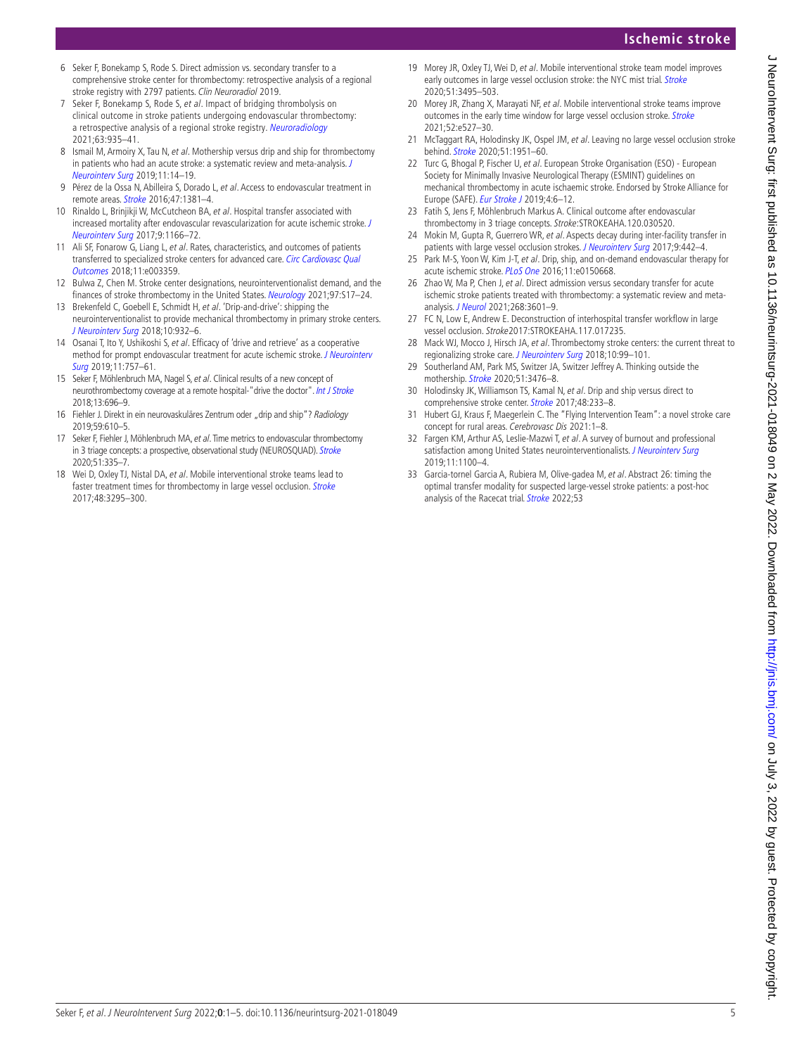6 Seker F, Bonekamp S, Rode S. Direct admission vs. secondary transfer to a comprehensive stroke center for thrombectomy: retrospective analysis of a regional stroke registry with 2797 patients. *Clin Neuroradiol* 2019.

7 Seker F, Bonekamp S, Rode S, *et al*. Impact of bridging thrombolysis on clinical outcome in stroke patients undergoing endovascular thrombectomy: a retrospective analysis of a regional stroke registry. *Neuroradiology* 2021;63:935–41.

8 Ismail M, Armoiry X, Tau N, *et al*. Mothership versus drip and ship for thrombectomy in patients who had an acute stroke: a systematic review and meta-analysis. *J Neurointerv Surg* 2019;11:14–19.

9 Pérez de la Ossa N, Abilleira S, Dorado L, *et al*. Access to endovascular treatment in remote areas. *Stroke* 2016;47:1381–4.

10 Rinaldo L, Brinjikji W, McCutcheon BA, *et al*. Hospital transfer associated with increased mortality after endovascular revascularization for acute ischemic stroke. *J Neurointerv Surg* 2017;9:1166–72.

11 Ali SF, Fonarow G, Liang L, *et al*. Rates, characteristics, and outcomes of patients transferred to specialized stroke centers for advanced care. *Circ Cardiovasc Qual Outcomes* 2018;11:e003359.

12 Bulwa Z, Chen M. Stroke center designations, neurointerventionalist demand, and the finances of stroke thrombectomy in the United States. *Neurology* 2021;97:S17–24.

13 Brekenfeld C, Goebell E, Schmidt H, *et al*. 'Drip-and-drive': shipping the neurointerventionalist to provide mechanical thrombectomy in primary stroke centers. *J Neurointerv Surg* 2018;10:932–6.

14 Osanai T, Ito Y, Ushikoshi S, *et al*. Efficacy of 'drive and retrieve' as a cooperative method for prompt endovascular treatment for acute ischemic stroke. *J Neurointerv Surg* 2019;11:757–61.

15 Seker F, Möhlenbruch MA, Nagel S, *et al*. Clinical results of a new concept of neurothrombectomy coverage at a remote hospital-"drive the doctor". *Int J Stroke* 2018;13:696–9.

16 Fiehler J. Direkt in ein neurovaskuläres Zentrum oder „drip and ship"? *Radiology* 2019;59:610–5.

17 Seker F, Fiehler J, Möhlenbruch MA, *et al*. Time metrics to endovascular thrombectomy in 3 triage concepts: a prospective, observational study (NEUROSQUAD). *Stroke* 2020;51:335–7.

18 Wei D, Oxley TJ, Nistal DA, *et al*. Mobile interventional stroke teams lead to faster treatment times for thrombectomy in large vessel occlusion. *Stroke* 2017;48:3295–300.

19 Morey JR, Oxley TJ, Wei D, *et al*. Mobile interventional stroke team model improves early outcomes in large vessel occlusion stroke: the NYC mist trial. *Stroke* 2020;51:3495–503.

20 Morey JR, Zhang X, Marayati NF, *et al*. Mobile interventional stroke teams improve outcomes in the early time window for large vessel occlusion stroke. *Stroke* 2021;52:e527–30.

21 McTaggart RA, Holodinsky JK, Ospel JM, *et al*. Leaving no large vessel occlusion stroke behind. *Stroke* 2020;51:1951–60.

22 Turc G, Bhogal P, Fischer U, *et al*. European Stroke Organisation (ESO) - European Society for Minimally Invasive Neurological Therapy (ESMINT) guidelines on mechanical thrombectomy in acute ischaemic stroke. Endorsed by Stroke Alliance for Europe (SAFE). *Eur Stroke J* 2019;4:6–12.

23 Fatih S, Jens F, Möhlenbruch Markus A. Clinical outcome after endovascular thrombectomy in 3 triage concepts. *Stroke*:STROKEAHA.120.030520.

24 Mokin M, Gupta R, Guerrero WR, *et al*. Aspects decay during inter-facility transfer in patients with large vessel occlusion strokes. *J Neurointerv Surg* 2017;9:442–4.

25 Park M-S, Yoon W, Kim J-T, *et al*. Drip, ship, and on-demand endovascular therapy for acute ischemic stroke. *PLoS One* 2016;11:e0150668.

26 Zhao W, Ma P, Chen J, *et al*. Direct admission versus secondary transfer for acute ischemic stroke patients treated with thrombectomy: a systematic review and meta-analysis. *J Neurol* 2021;268:3601–9.

27 FC N, Low E, Andrew E. Deconstruction of interhospital transfer workflow in large vessel occlusion. *Stroke*2017:STROKEAHA.117.017235.

28 Mack WJ, Mocco J, Hirsch JA, *et al*. Thrombectomy stroke centers: the current threat to regionalizing stroke care. *J Neurointerv Surg* 2018;10:99–101.

29 Southerland AM, Park MS, Switzer JA, Switzer Jeffrey A. Thinking outside the mothership. *Stroke* 2020;51:3476–8.

30 Holodinsky JK, Williamson TS, Kamal N, *et al*. Drip and ship versus direct to comprehensive stroke center. *Stroke* 2017;48:233–8.

31 Hubert GJ, Kraus F, Maegerlein C. The "Flying Intervention Team": a novel stroke care concept for rural areas. *Cerebrovasc Dis* 2021:1–8.

32 Fargen KM, Arthur AS, Leslie-Mazwi T, *et al*. A survey of burnout and professional satisfaction among United States neurointerventionalists. *J Neurointerv Surg* 2019;11:1100–4.

33 Garcia-tornel Garcia A, Rubiera M, Olive-gadea M, *et al*. Abstract 26: timing the optimal transfer modality for suspected large-vessel stroke patients: a post-hoc analysis of the Racecat trial. *Stroke* 2022;53